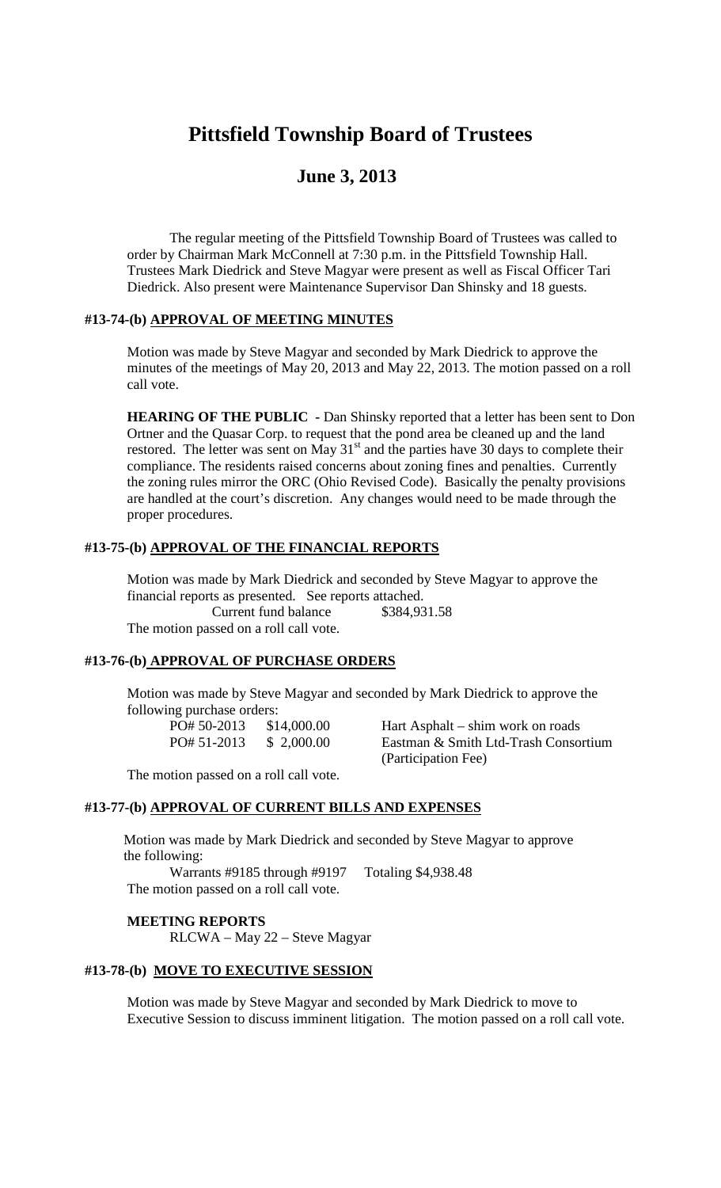# Pittsfield Township Board of Trustees

## June 3, 2013

The regular meeting of the Pittsfield Township Board of Trustees was called to order by Chairman Mark McConnell at 7:30 p.m. in the Pittsfield Township Hall. Trustees Mark Diedrick and Steve Magyar were present as well as Fiscal Officer Tari Diedrick. Also present were Maintenance Supervisor Dan Shinsky and 18 guests.

### #13-74-(b) APPROVAL OF MEETING MINUTES

Motion was made by Steve Magyar and seconded by Mark Diedrick to approve the minutes of the meetings of May 20, 2013 and May 22, 2013. The motion passed on a roll call vote.

**HEARING OF THE PUBLIC -** Dan Shinsky reported that a letter has been sent to Don Ortner and the Quasar Corp. to request that the pond area be cleaned up and the land restored. The letter was sent on May 31st and the parties have 30 days to complete their compliance. The residents raised concerns about zoning fines and penalties. Currently the zoning rules mirror the ORC (Ohio Revised Code). Basically the penalty provisions are handled at the court's discretion. Any changes would need to be made through the proper procedures.

### #13-75-(b) APPROVAL OF THE FINANCIAL REPORTS

Motion was made by Mark Diedrick and seconded by Steve Magyar to approve the financial reports as presented. See reports attached.

Current fund balance $384,931.58

The motion passed on a roll call vote.

### #13-76-(b) APPROVAL OF PURCHASE ORDERS

Motion was made by Steve Magyar and seconded by Mark Diedrick to approve the following purchase orders:

| | | |
|---|---|---|
| PO# 50-2013 | $14,000.00 | Hart Asphalt – shim work on roads |
| PO# 51-2013 | $ 2,000.00 | Eastman & Smith Ltd-Trash Consortium (Participation Fee) |

The motion passed on a roll call vote.

### #13-77-(b) APPROVAL OF CURRENT BILLS AND EXPENSES

Motion was made by Mark Diedrick and seconded by Steve Magyar to approve the following:

Warrants #9185 through #9197 Totaling $4,938.48

The motion passed on a roll call vote.

**MEETING REPORTS**

RLCWA – May 22 – Steve Magyar

### #13-78-(b) MOVE TO EXECUTIVE SESSION

Motion was made by Steve Magyar and seconded by Mark Diedrick to move to Executive Session to discuss imminent litigation. The motion passed on a roll call vote.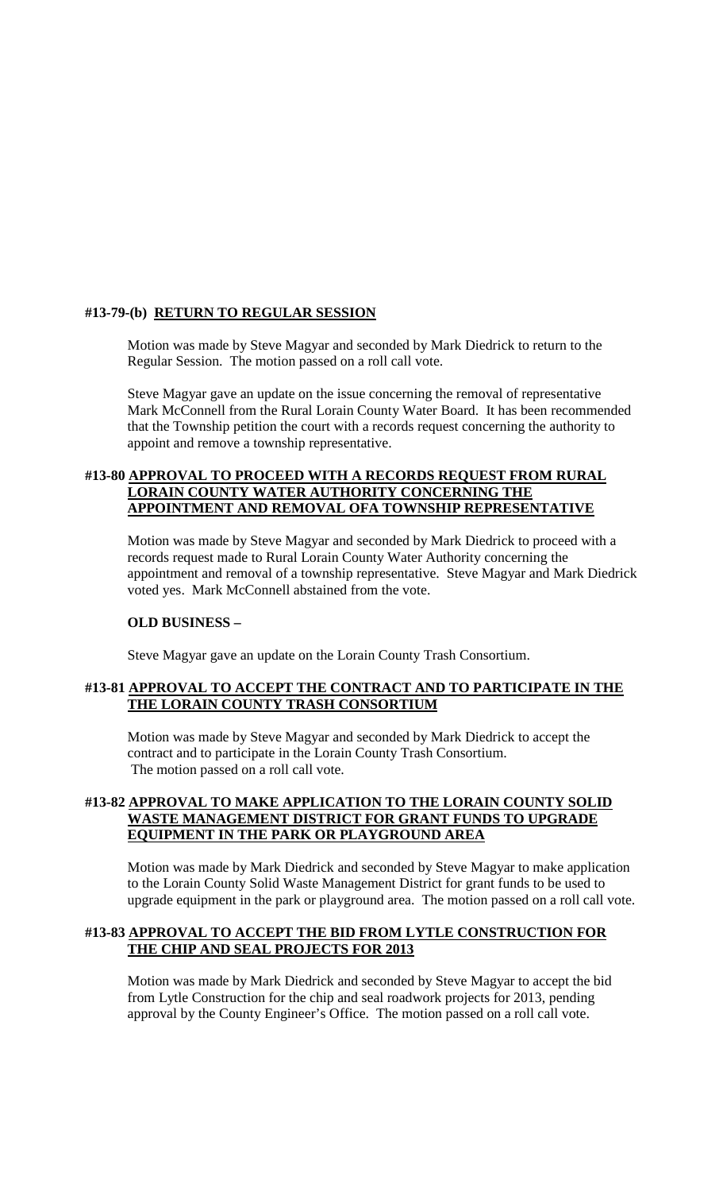**#13-79-(b) RETURN TO REGULAR SESSION**

Motion was made by Steve Magyar and seconded by Mark Diedrick to return to the Regular Session. The motion passed on a roll call vote.

Steve Magyar gave an update on the issue concerning the removal of representative Mark McConnell from the Rural Lorain County Water Board. It has been recommended that the Township petition the court with a records request concerning the authority to appoint and remove a township representative.

**#13-80 APPROVAL TO PROCEED WITH A RECORDS REQUEST FROM RURAL LORAIN COUNTY WATER AUTHORITY CONCERNING THE APPOINTMENT AND REMOVAL OFA TOWNSHIP REPRESENTATIVE**

Motion was made by Steve Magyar and seconded by Mark Diedrick to proceed with a records request made to Rural Lorain County Water Authority concerning the appointment and removal of a township representative. Steve Magyar and Mark Diedrick voted yes. Mark McConnell abstained from the vote.

**OLD BUSINESS –**

Steve Magyar gave an update on the Lorain County Trash Consortium.

**#13-81 APPROVAL TO ACCEPT THE CONTRACT AND TO PARTICIPATE IN THE THE LORAIN COUNTY TRASH CONSORTIUM**

Motion was made by Steve Magyar and seconded by Mark Diedrick to accept the contract and to participate in the Lorain County Trash Consortium. The motion passed on a roll call vote.

**#13-82 APPROVAL TO MAKE APPLICATION TO THE LORAIN COUNTY SOLID WASTE MANAGEMENT DISTRICT FOR GRANT FUNDS TO UPGRADE EQUIPMENT IN THE PARK OR PLAYGROUND AREA**

Motion was made by Mark Diedrick and seconded by Steve Magyar to make application to the Lorain County Solid Waste Management District for grant funds to be used to upgrade equipment in the park or playground area. The motion passed on a roll call vote.

**#13-83 APPROVAL TO ACCEPT THE BID FROM LYTLE CONSTRUCTION FOR THE CHIP AND SEAL PROJECTS FOR 2013**

Motion was made by Mark Diedrick and seconded by Steve Magyar to accept the bid from Lytle Construction for the chip and seal roadwork projects for 2013, pending approval by the County Engineer's Office. The motion passed on a roll call vote.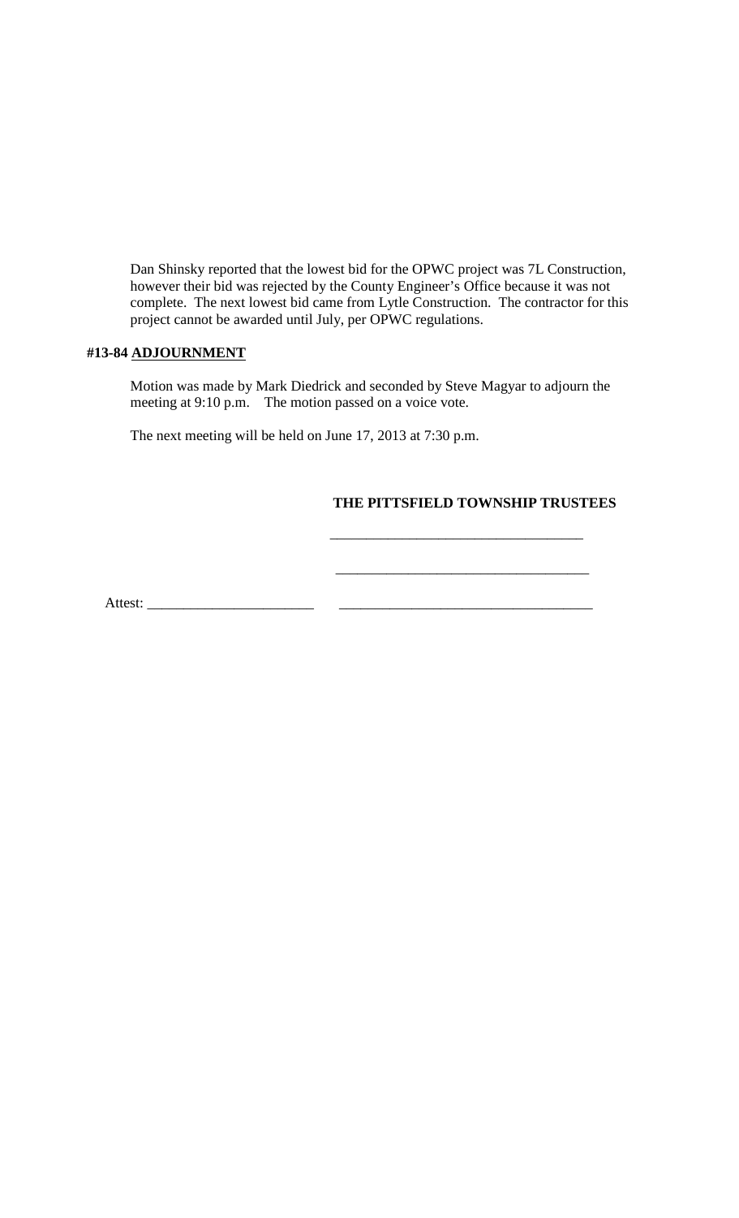Dan Shinsky reported that the lowest bid for the OPWC project was 7L Construction, however their bid was rejected by the County Engineer's Office because it was not complete. The next lowest bid came from Lytle Construction. The contractor for this project cannot be awarded until July, per OPWC regulations.

**#13-84 ADJOURNMENT**

Motion was made by Mark Diedrick and seconded by Steve Magyar to adjourn the meeting at 9:10 p.m. The motion passed on a voice vote.

The next meeting will be held on June 17, 2013 at 7:30 p.m.

**THE PITTSFIELD TOWNSHIP TRUSTEES**

___________________________________

___________________________________

Attest: _______________________ ___________________________________